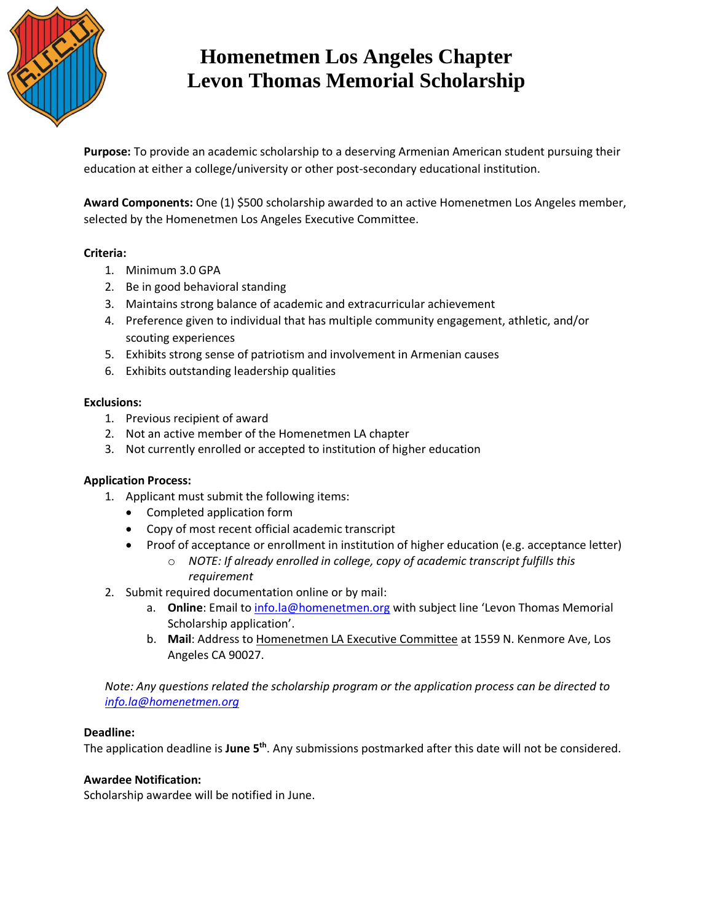# Homenetmen Los Angeles Chapter
# Levon Thomas Memorial Scholarship

**Purpose:** To provide an academic scholarship to a deserving Armenian American student pursuing their education at either a college/university or other post-secondary educational institution.

**Award Components:** One (1) $500 scholarship awarded to an active Homenetmen Los Angeles member, selected by the Homenetmen Los Angeles Executive Committee.

**Criteria:**

1. Minimum 3.0 GPA
2. Be in good behavioral standing
3. Maintains strong balance of academic and extracurricular achievement
4. Preference given to individual that has multiple community engagement, athletic, and/or scouting experiences
5. Exhibits strong sense of patriotism and involvement in Armenian causes
6. Exhibits outstanding leadership qualities

**Exclusions:**

1. Previous recipient of award
2. Not an active member of the Homenetmen LA chapter
3. Not currently enrolled or accepted to institution of higher education

**Application Process:**

1. Applicant must submit the following items:
   - Completed application form
   - Copy of most recent official academic transcript
   - Proof of acceptance or enrollment in institution of higher education (e.g. acceptance letter)
     - *NOTE: If already enrolled in college, copy of academic transcript fulfills this requirement*
2. Submit required documentation online or by mail:
   a. **Online**: Email to info.la@homenetmen.org with subject line 'Levon Thomas Memorial Scholarship application'.
   b. **Mail**: Address to Homenetmen LA Executive Committee at 1559 N. Kenmore Ave, Los Angeles CA 90027.

*Note: Any questions related the scholarship program or the application process can be directed to info.la@homenetmen.org*

**Deadline:**
The application deadline is **June 5th**. Any submissions postmarked after this date will not be considered.

**Awardee Notification:**
Scholarship awardee will be notified in June.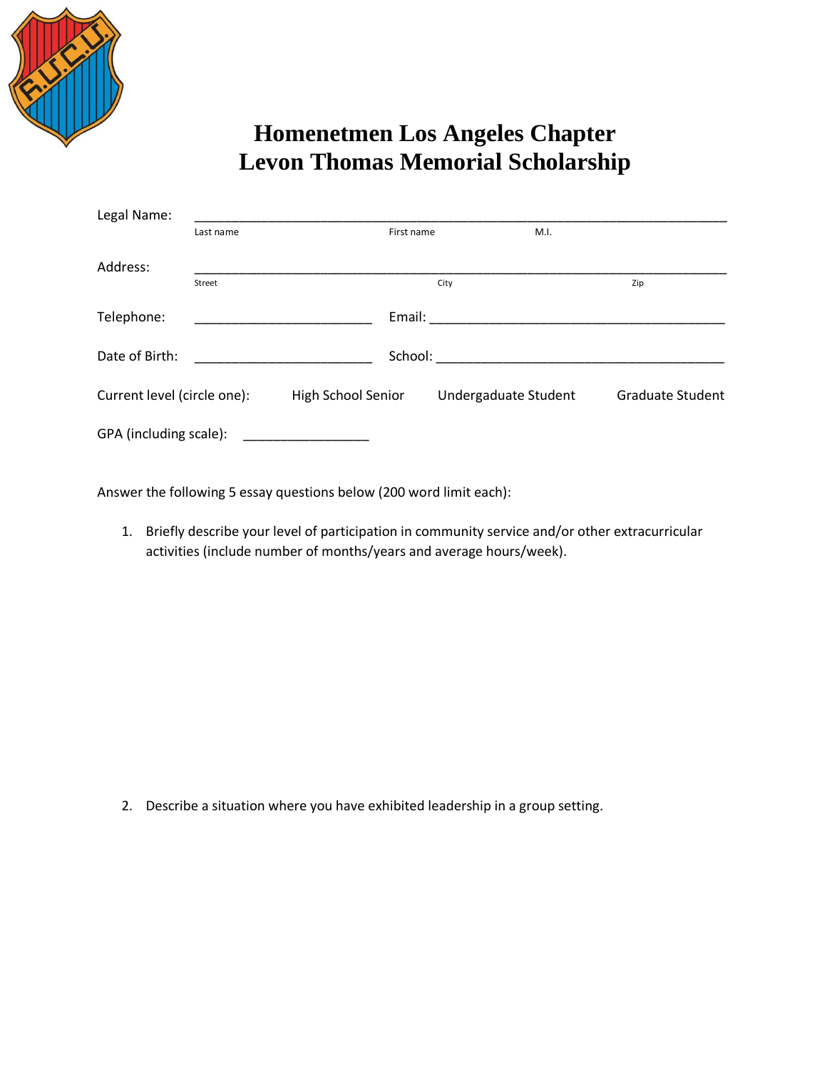# Homenetmen Los Angeles Chapter
# Levon Thomas Memorial Scholarship

Legal Name: ______________________________________________________________________

Last name First name M.I.

Address: ______________________________________________________________________

Street City Zip

Telephone: ______________________ Email: ____________________________________

Date of Birth: ______________________ School: ____________________________________

Current level (circle one): High School Senior Undergaduate Student Graduate Student

GPA (including scale): ________________

Answer the following 5 essay questions below (200 word limit each):

1. Briefly describe your level of participation in community service and/or other extracurricular activities (include number of months/years and average hours/week).

2. Describe a situation where you have exhibited leadership in a group setting.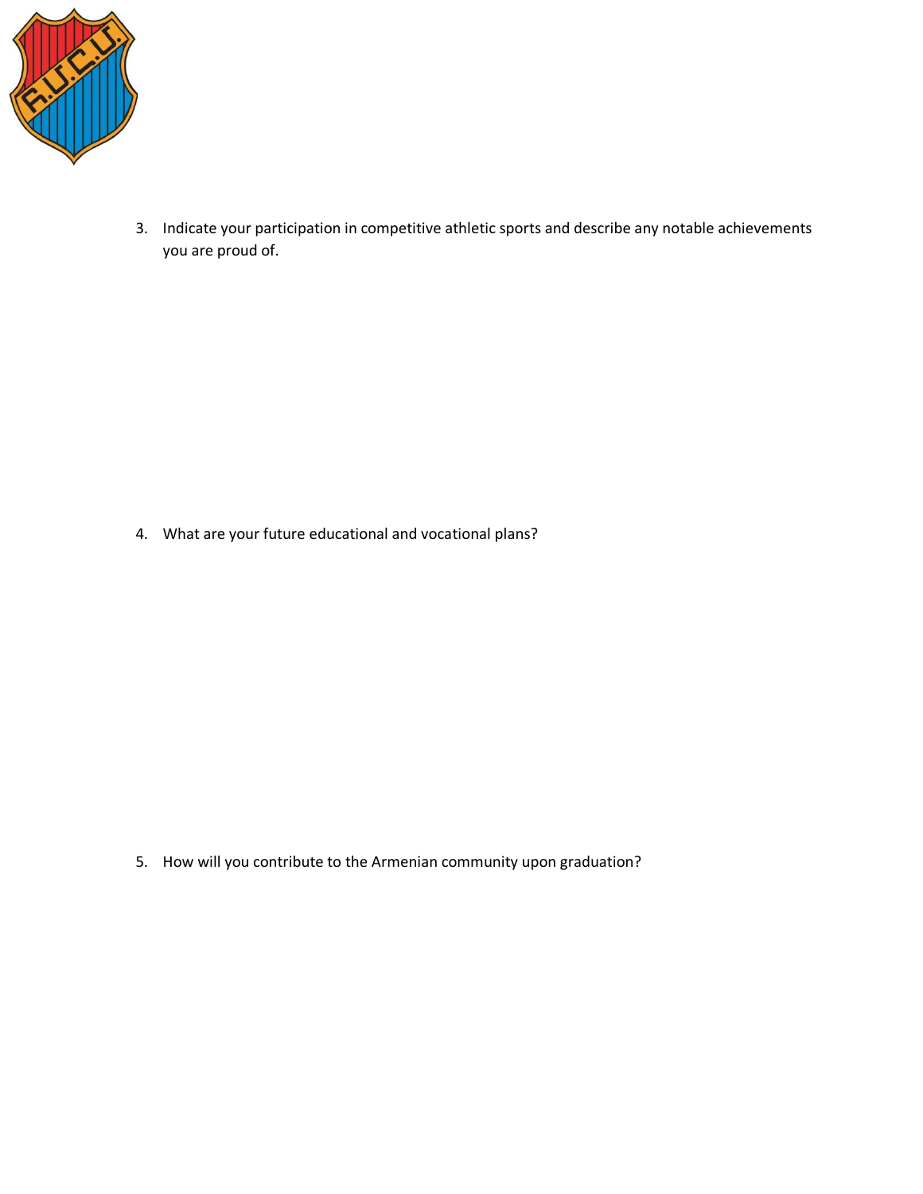3. Indicate your participation in competitive athletic sports and describe any notable achievements you are proud of.

4. What are your future educational and vocational plans?

5. How will you contribute to the Armenian community upon graduation?